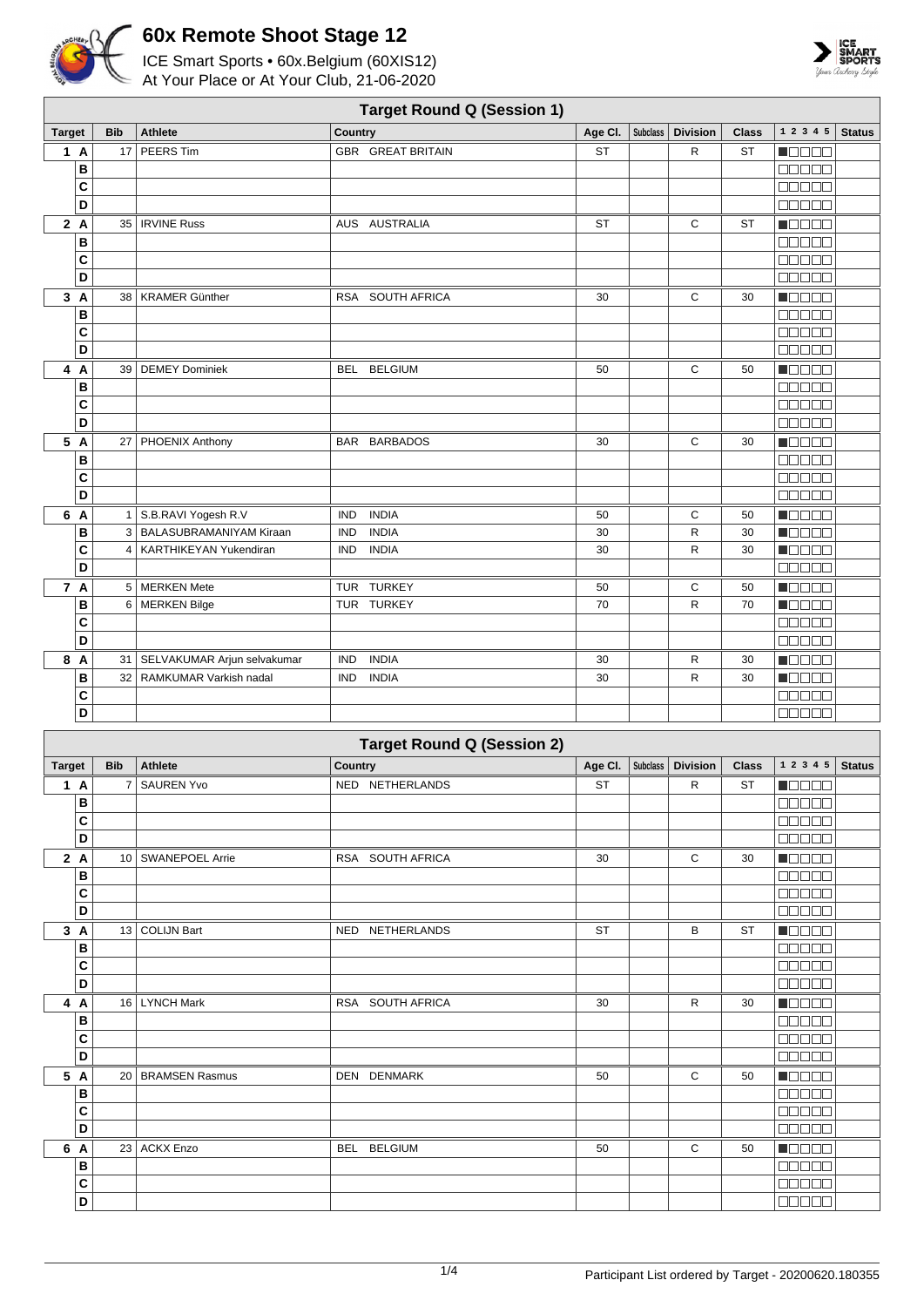# 60x Remote Shoot Stage 12

ICE Smart Sports • 60x.Belgium (60XIS12)
At Your Place or At Your Club, 21-06-2020

## Target Round Q (Session 1)

| Target | | Bib | Athlete | Country | Age Cl. | Subclass | Division | Class | 1 2 3 4 5 | Status |
|---|---|---|---|---|---|---|---|---|---|---|
| 1 | A | 17 | PEERS Tim | GBR GREAT BRITAIN | ST | | R | ST | ■□□□□ | |
| | B | | | | | | | | □□□□□ | |
| | C | | | | | | | | □□□□□ | |
| | D | | | | | | | | □□□□□ | |
| 2 | A | 35 | IRVINE Russ | AUS AUSTRALIA | ST | | C | ST | ■□□□□ | |
| | B | | | | | | | | □□□□□ | |
| | C | | | | | | | | □□□□□ | |
| | D | | | | | | | | □□□□□ | |
| 3 | A | 38 | KRAMER Günther | RSA SOUTH AFRICA | 30 | | C | 30 | ■□□□□ | |
| | B | | | | | | | | □□□□□ | |
| | C | | | | | | | | □□□□□ | |
| | D | | | | | | | | □□□□□ | |
| 4 | A | 39 | DEMEY Dominiek | BEL BELGIUM | 50 | | C | 50 | ■□□□□ | |
| | B | | | | | | | | □□□□□ | |
| | C | | | | | | | | □□□□□ | |
| | D | | | | | | | | □□□□□ | |
| 5 | A | 27 | PHOENIX Anthony | BAR BARBADOS | 30 | | C | 30 | ■□□□□ | |
| | B | | | | | | | | □□□□□ | |
| | C | | | | | | | | □□□□□ | |
| | D | | | | | | | | □□□□□ | |
| 6 | A | 1 | S.B.RAVI Yogesh R.V | IND INDIA | 50 | | C | 50 | ■□□□□ | |
| | B | 3 | BALASUBRAMANIYAM Kiraan | IND INDIA | 30 | | R | 30 | ■□□□□ | |
| | C | 4 | KARTHIKEYAN Yukendiran | IND INDIA | 30 | | R | 30 | ■□□□□ | |
| | D | | | | | | | | □□□□□ | |
| 7 | A | 5 | MERKEN Mete | TUR TURKEY | 50 | | C | 50 | ■□□□□ | |
| | B | 6 | MERKEN Bilge | TUR TURKEY | 70 | | R | 70 | ■□□□□ | |
| | C | | | | | | | | □□□□□ | |
| | D | | | | | | | | □□□□□ | |
| 8 | A | 31 | SELVAKUMAR Arjun selvakumar | IND INDIA | 30 | | R | 30 | ■□□□□ | |
| | B | 32 | RAMKUMAR Varkish nadal | IND INDIA | 30 | | R | 30 | ■□□□□ | |
| | C | | | | | | | | □□□□□ | |
| | D | | | | | | | | □□□□□ | |

## Target Round Q (Session 2)

| Target | | Bib | Athlete | Country | Age Cl. | Subclass | Division | Class | 1 2 3 4 5 | Status |
|---|---|---|---|---|---|---|---|---|---|---|
| 1 | A | 7 | SAUREN Yvo | NED NETHERLANDS | ST | | R | ST | ■□□□□ | |
| | B | | | | | | | | □□□□□ | |
| | C | | | | | | | | □□□□□ | |
| | D | | | | | | | | □□□□□ | |
| 2 | A | 10 | SWANEPOEL Arrie | RSA SOUTH AFRICA | 30 | | C | 30 | ■□□□□ | |
| | B | | | | | | | | □□□□□ | |
| | C | | | | | | | | □□□□□ | |
| | D | | | | | | | | □□□□□ | |
| 3 | A | 13 | COLIJN Bart | NED NETHERLANDS | ST | | B | ST | ■□□□□ | |
| | B | | | | | | | | □□□□□ | |
| | C | | | | | | | | □□□□□ | |
| | D | | | | | | | | □□□□□ | |
| 4 | A | 16 | LYNCH Mark | RSA SOUTH AFRICA | 30 | | R | 30 | ■□□□□ | |
| | B | | | | | | | | □□□□□ | |
| | C | | | | | | | | □□□□□ | |
| | D | | | | | | | | □□□□□ | |
| 5 | A | 20 | BRAMSEN Rasmus | DEN DENMARK | 50 | | C | 50 | ■□□□□ | |
| | B | | | | | | | | □□□□□ | |
| | C | | | | | | | | □□□□□ | |
| | D | | | | | | | | □□□□□ | |
| 6 | A | 23 | ACKX Enzo | BEL BELGIUM | 50 | | C | 50 | ■□□□□ | |
| | B | | | | | | | | □□□□□ | |
| | C | | | | | | | | □□□□□ | |
| | D | | | | | | | | □□□□□ | |

Participant List ordered by Target - 20200620.180355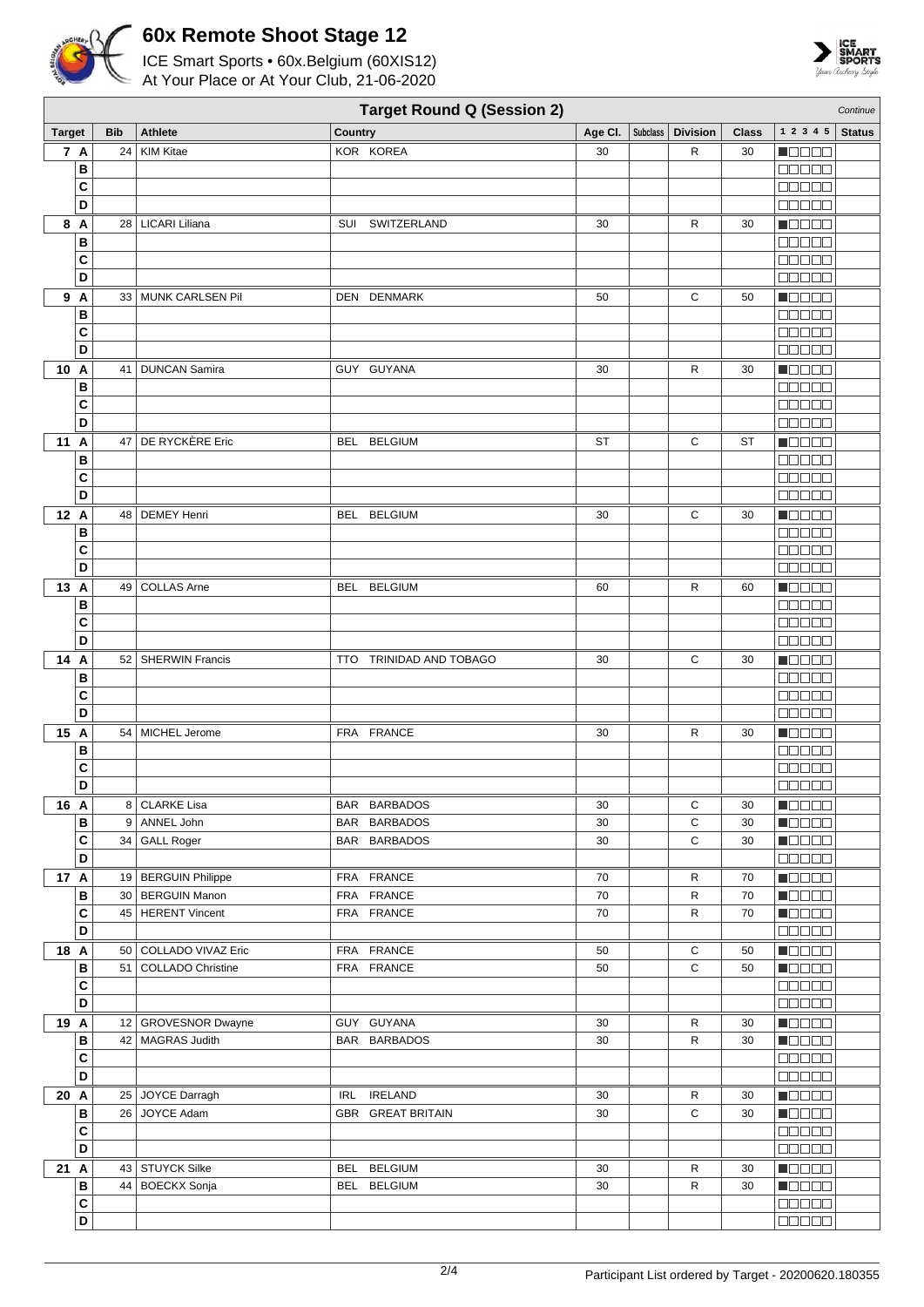# 60x Remote Shoot Stage 12

ICE Smart Sports • 60x.Belgium (60XIS12)
At Your Place or At Your Club, 21-06-2020

## Target Round Q (Session 2)

*Continue*

| Target | | Bib | Athlete | Country | Age Cl. | Subclass | Division | Class | 1 2 3 4 5 | Status |
|---|---|---|---|---|---|---|---|---|---|---|
| 7 | A | 24 | KIM Kitae | KOR KOREA | 30 | | R | 30 | ■□□□□ | |
| | B | | | | | | | | □□□□□ | |
| | C | | | | | | | | □□□□□ | |
| | D | | | | | | | | □□□□□ | |
| 8 | A | 28 | LICARI Liliana | SUI SWITZERLAND | 30 | | R | 30 | ■□□□□ | |
| | B | | | | | | | | □□□□□ | |
| | C | | | | | | | | □□□□□ | |
| | D | | | | | | | | □□□□□ | |
| 9 | A | 33 | MUNK CARLSEN Pil | DEN DENMARK | 50 | | C | 50 | ■□□□□ | |
| | B | | | | | | | | □□□□□ | |
| | C | | | | | | | | □□□□□ | |
| | D | | | | | | | | □□□□□ | |
| 10 | A | 41 | DUNCAN Samira | GUY GUYANA | 30 | | R | 30 | ■□□□□ | |
| | B | | | | | | | | □□□□□ | |
| | C | | | | | | | | □□□□□ | |
| | D | | | | | | | | □□□□□ | |
| 11 | A | 47 | DE RYCKÈRE Eric | BEL BELGIUM | ST | | C | ST | ■□□□□ | |
| | B | | | | | | | | □□□□□ | |
| | C | | | | | | | | □□□□□ | |
| | D | | | | | | | | □□□□□ | |
| 12 | A | 48 | DEMEY Henri | BEL BELGIUM | 30 | | C | 30 | ■□□□□ | |
| | B | | | | | | | | □□□□□ | |
| | C | | | | | | | | □□□□□ | |
| | D | | | | | | | | □□□□□ | |
| 13 | A | 49 | COLLAS Arne | BEL BELGIUM | 60 | | R | 60 | ■□□□□ | |
| | B | | | | | | | | □□□□□ | |
| | C | | | | | | | | □□□□□ | |
| | D | | | | | | | | □□□□□ | |
| 14 | A | 52 | SHERWIN Francis | TTO TRINIDAD AND TOBAGO | 30 | | C | 30 | ■□□□□ | |
| | B | | | | | | | | □□□□□ | |
| | C | | | | | | | | □□□□□ | |
| | D | | | | | | | | □□□□□ | |
| 15 | A | 54 | MICHEL Jerome | FRA FRANCE | 30 | | R | 30 | ■□□□□ | |
| | B | | | | | | | | □□□□□ | |
| | C | | | | | | | | □□□□□ | |
| | D | | | | | | | | □□□□□ | |
| 16 | A | 8 | CLARKE Lisa | BAR BARBADOS | 30 | | C | 30 | ■□□□□ | |
| | B | 9 | ANNEL John | BAR BARBADOS | 30 | | C | 30 | ■□□□□ | |
| | C | 34 | GALL Roger | BAR BARBADOS | 30 | | C | 30 | ■□□□□ | |
| | D | | | | | | | | □□□□□ | |
| 17 | A | 19 | BERGUIN Philippe | FRA FRANCE | 70 | | R | 70 | ■□□□□ | |
| | B | 30 | BERGUIN Manon | FRA FRANCE | 70 | | R | 70 | ■□□□□ | |
| | C | 45 | HERENT Vincent | FRA FRANCE | 70 | | R | 70 | ■□□□□ | |
| | D | | | | | | | | □□□□□ | |
| 18 | A | 50 | COLLADO VIVAZ Eric | FRA FRANCE | 50 | | C | 50 | ■□□□□ | |
| | B | 51 | COLLADO Christine | FRA FRANCE | 50 | | C | 50 | ■□□□□ | |
| | C | | | | | | | | □□□□□ | |
| | D | | | | | | | | □□□□□ | |
| 19 | A | 12 | GROVESNOR Dwayne | GUY GUYANA | 30 | | R | 30 | ■□□□□ | |
| | B | 42 | MAGRAS Judith | BAR BARBADOS | 30 | | R | 30 | ■□□□□ | |
| | C | | | | | | | | □□□□□ | |
| | D | | | | | | | | □□□□□ | |
| 20 | A | 25 | JOYCE Darragh | IRL IRELAND | 30 | | R | 30 | ■□□□□ | |
| | B | 26 | JOYCE Adam | GBR GREAT BRITAIN | 30 | | C | 30 | ■□□□□ | |
| | C | | | | | | | | □□□□□ | |
| | D | | | | | | | | □□□□□ | |
| 21 | A | 43 | STUYCK Silke | BEL BELGIUM | 30 | | R | 30 | ■□□□□ | |
| | B | 44 | BOECKX Sonja | BEL BELGIUM | 30 | | R | 30 | ■□□□□ | |
| | C | | | | | | | | □□□□□ | |
| | D | | | | | | | | □□□□□ | |

Participant List ordered by Target - 20200620.180355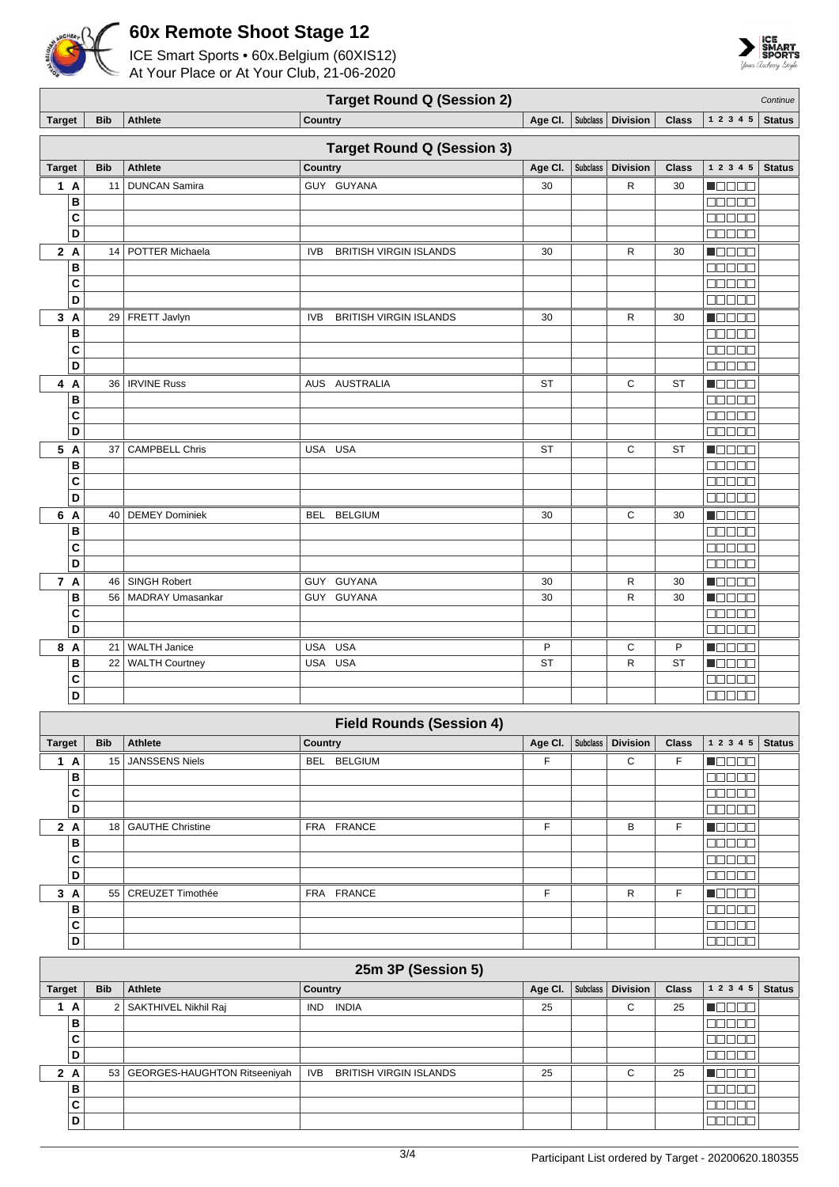# 60x Remote Shoot Stage 12

ICE Smart Sports • 60x.Belgium (60XIS12)
At Your Place or At Your Club, 21-06-2020

## Target Round Q (Session 2)

*Continue*

| Target | Bib | Athlete | Country | Age Cl. | Subclass | Division | Class | 1 2 3 4 5 | Status |
|---|---|---|---|---|---|---|---|---|---|

## Target Round Q (Session 3)

| Target | Bib | Athlete | Country | Age Cl. | Subclass | Division | Class | 1 2 3 4 5 | Status |
|---|---|---|---|---|---|---|---|---|---|
| 1 A | 11 | DUNCAN Samira | GUY GUYANA | 30 | | R | 30 | ■□□□□ | |
| B | | | | | | | | □□□□□ | |
| C | | | | | | | | □□□□□ | |
| D | | | | | | | | □□□□□ | |
| 2 A | 14 | POTTER Michaela | IVB BRITISH VIRGIN ISLANDS | 30 | | R | 30 | ■□□□□ | |
| B | | | | | | | | □□□□□ | |
| C | | | | | | | | □□□□□ | |
| D | | | | | | | | □□□□□ | |
| 3 A | 29 | FRETT Javlyn | IVB BRITISH VIRGIN ISLANDS | 30 | | R | 30 | ■□□□□ | |
| B | | | | | | | | □□□□□ | |
| C | | | | | | | | □□□□□ | |
| D | | | | | | | | □□□□□ | |
| 4 A | 36 | IRVINE Russ | AUS AUSTRALIA | ST | | C | ST | ■□□□□ | |
| B | | | | | | | | □□□□□ | |
| C | | | | | | | | □□□□□ | |
| D | | | | | | | | □□□□□ | |
| 5 A | 37 | CAMPBELL Chris | USA USA | ST | | C | ST | ■□□□□ | |
| B | | | | | | | | □□□□□ | |
| C | | | | | | | | □□□□□ | |
| D | | | | | | | | □□□□□ | |
| 6 A | 40 | DEMEY Dominiek | BEL BELGIUM | 30 | | C | 30 | ■□□□□ | |
| B | | | | | | | | □□□□□ | |
| C | | | | | | | | □□□□□ | |
| D | | | | | | | | □□□□□ | |
| 7 A | 46 | SINGH Robert | GUY GUYANA | 30 | | R | 30 | ■□□□□ | |
| B | 56 | MADRAY Umasankar | GUY GUYANA | 30 | | R | 30 | ■□□□□ | |
| C | | | | | | | | □□□□□ | |
| D | | | | | | | | □□□□□ | |
| 8 A | 21 | WALTH Janice | USA USA | P | | C | P | ■□□□□ | |
| B | 22 | WALTH Courtney | USA USA | ST | | R | ST | ■□□□□ | |
| C | | | | | | | | □□□□□ | |
| D | | | | | | | | □□□□□ | |

## Field Rounds (Session 4)

| Target | Bib | Athlete | Country | Age Cl. | Subclass | Division | Class | 1 2 3 4 5 | Status |
|---|---|---|---|---|---|---|---|---|---|
| 1 A | 15 | JANSSENS Niels | BEL BELGIUM | F | | C | F | ■□□□□ | |
| B | | | | | | | | □□□□□ | |
| C | | | | | | | | □□□□□ | |
| D | | | | | | | | □□□□□ | |
| 2 A | 18 | GAUTHE Christine | FRA FRANCE | F | | B | F | ■□□□□ | |
| B | | | | | | | | □□□□□ | |
| C | | | | | | | | □□□□□ | |
| D | | | | | | | | □□□□□ | |
| 3 A | 55 | CREUZET Timothée | FRA FRANCE | F | | R | F | ■□□□□ | |
| B | | | | | | | | □□□□□ | |
| C | | | | | | | | □□□□□ | |
| D | | | | | | | | □□□□□ | |

## 25m 3P (Session 5)

| Target | Bib | Athlete | Country | Age Cl. | Subclass | Division | Class | 1 2 3 4 5 | Status |
|---|---|---|---|---|---|---|---|---|---|
| 1 A | 2 | SAKTHIVEL Nikhil Raj | IND INDIA | 25 | | C | 25 | ■□□□□ | |
| B | | | | | | | | □□□□□ | |
| C | | | | | | | | □□□□□ | |
| D | | | | | | | | □□□□□ | |
| 2 A | 53 | GEORGES-HAUGHTON Ritseeniyah | IVB BRITISH VIRGIN ISLANDS | 25 | | C | 25 | ■□□□□ | |
| B | | | | | | | | □□□□□ | |
| C | | | | | | | | □□□□□ | |
| D | | | | | | | | □□□□□ | |

Participant List ordered by Target - 20200620.180355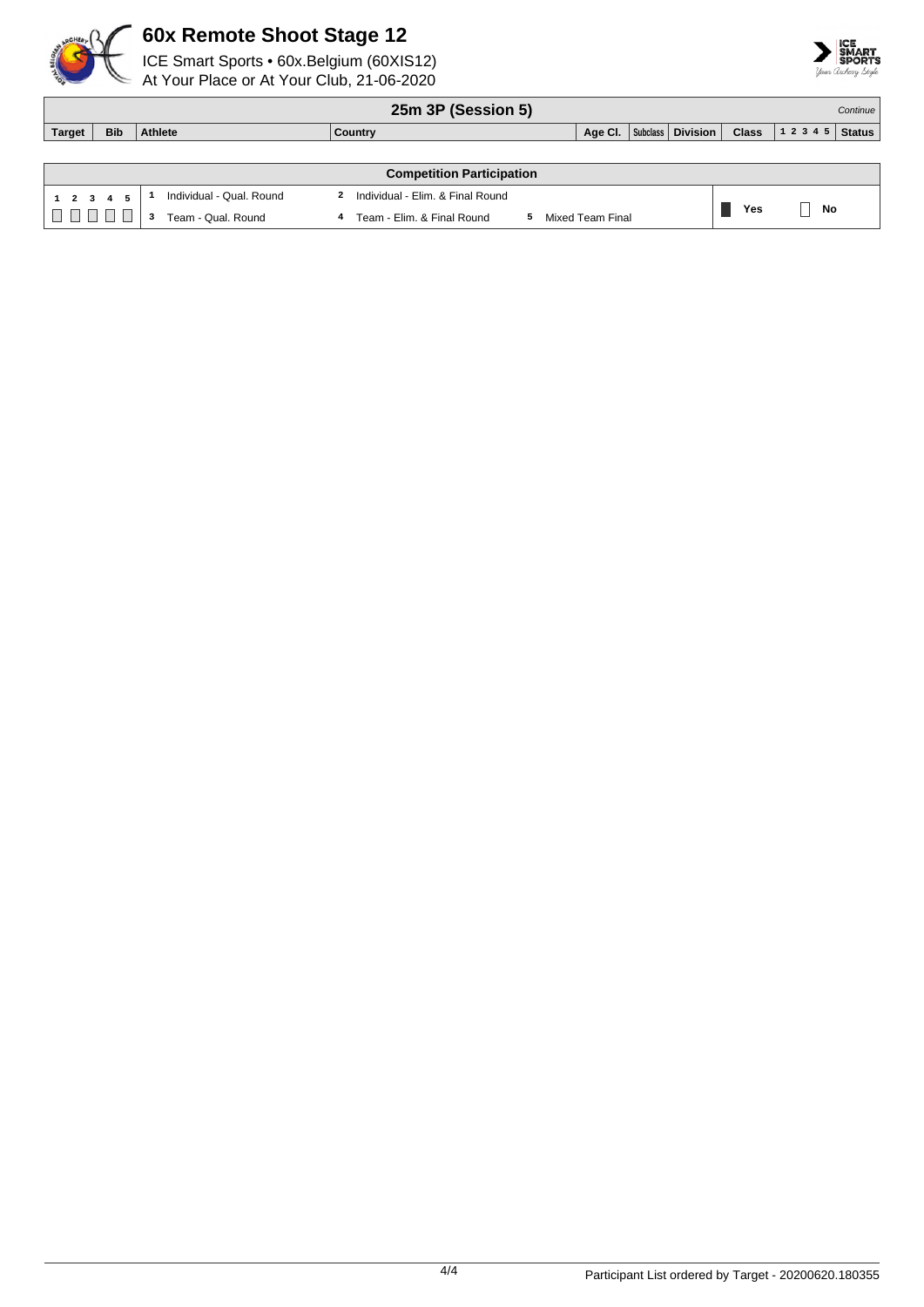# 60x Remote Shoot Stage 12

ICE Smart Sports • 60x.Belgium (60XIS12)
At Your Place or At Your Club, 21-06-2020

| 25m 3P (Session 5) | | | | | | | | | Continue |
|---|---|---|---|---|---|---|---|---|---|
| Target | Bib | Athlete | Country | Age Cl. | Subclass | Division | Class | 1 2 3 4 5 | Status |

| Competition Participation | | | | |
|---|---|---|---|---|
| 1 2 3 4 5 | 1 Individual - Qual. Round | 2 Individual - Elim. & Final Round | | Yes / No |
| | 3 Team - Qual. Round | 4 Team - Elim. & Final Round | 5 Mixed Team Final | |

Participant List ordered by Target - 20200620.180355